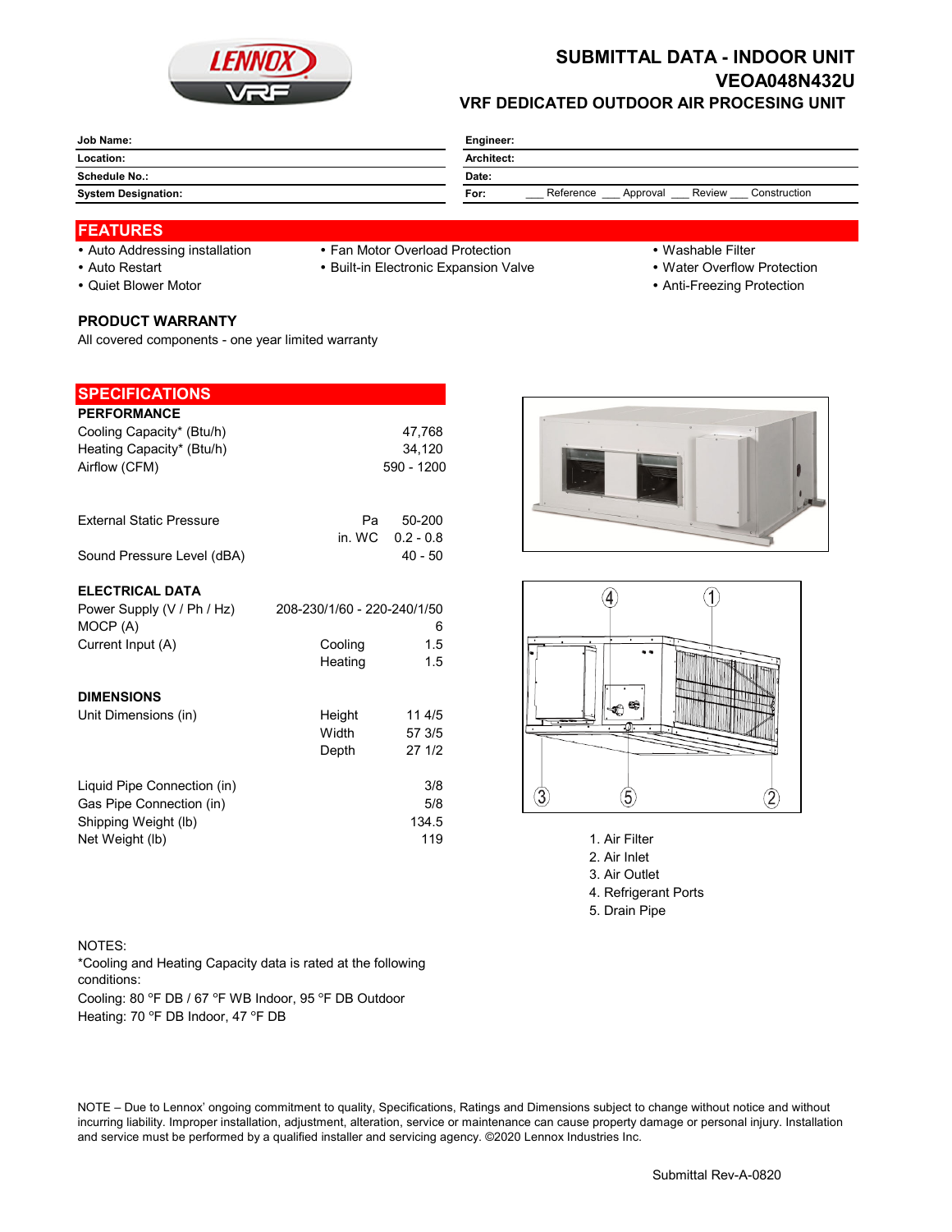# SUBMITTAL DATA - INDOOR UNIT
# VEOA048N432U
## VRF DEDICATED OUTDOOR AIR PROCESING UNIT

| | | | |
|---|---|---|---|
| **Job Name:** | | **Engineer:** | |
| **Location:** | | **Architect:** | |
| **Schedule No.:** | | **Date:** | |
| **System Designation:** | | **For:** | ___ Reference ___ Approval ___ Review ___ Construction |

## FEATURES

- Auto Addressing installation
- Auto Restart
- Quiet Blower Motor
- Fan Motor Overload Protection
- Built-in Electronic Expansion Valve
- Washable Filter
- Water Overflow Protection
- Anti-Freezing Protection

### PRODUCT WARRANTY

All covered components - one year limited warranty

## SPECIFICATIONS

### PERFORMANCE

| | | |
|---|---|---|
| Cooling Capacity* (Btu/h) | | 47,768 |
| Heating Capacity* (Btu/h) | | 34,120 |
| Airflow (CFM) | | 590 - 1200 |
| External Static Pressure | Pa | 50-200 |
| | in. WC | 0.2 - 0.8 |
| Sound Pressure Level (dBA) | | 40 - 50 |

### ELECTRICAL DATA

| | | |
|---|---|---|
| Power Supply (V / Ph / Hz) | | 208-230/1/60 - 220-240/1/50 |
| MOCP (A) | | 6 |
| Current Input (A) | Cooling | 1.5 |
| | Heating | 1.5 |

### DIMENSIONS

| | | |
|---|---|---|
| Unit Dimensions (in) | Height | 11 4/5 |
| | Width | 57 3/5 |
| | Depth | 27 1/2 |
| Liquid Pipe Connection (in) | | 3/8 |
| Gas Pipe Connection (in) | | 5/8 |
| Shipping Weight (lb) | | 134.5 |
| Net Weight (lb) | | 119 |

1. Air Filter
2. Air Inlet
3. Air Outlet
4. Refrigerant Ports
5. Drain Pipe

NOTES:

*Cooling and Heating Capacity data is rated at the following conditions:

Cooling: 80 °F DB / 67 °F WB Indoor, 95 °F DB Outdoor

Heating: 70 °F DB Indoor, 47 °F DB

NOTE – Due to Lennox' ongoing commitment to quality, Specifications, Ratings and Dimensions subject to change without notice and without incurring liability. Improper installation, adjustment, alteration, service or maintenance can cause property damage or personal injury. Installation and service must be performed by a qualified installer and servicing agency. ©2020 Lennox Industries Inc.

Submittal Rev-A-0820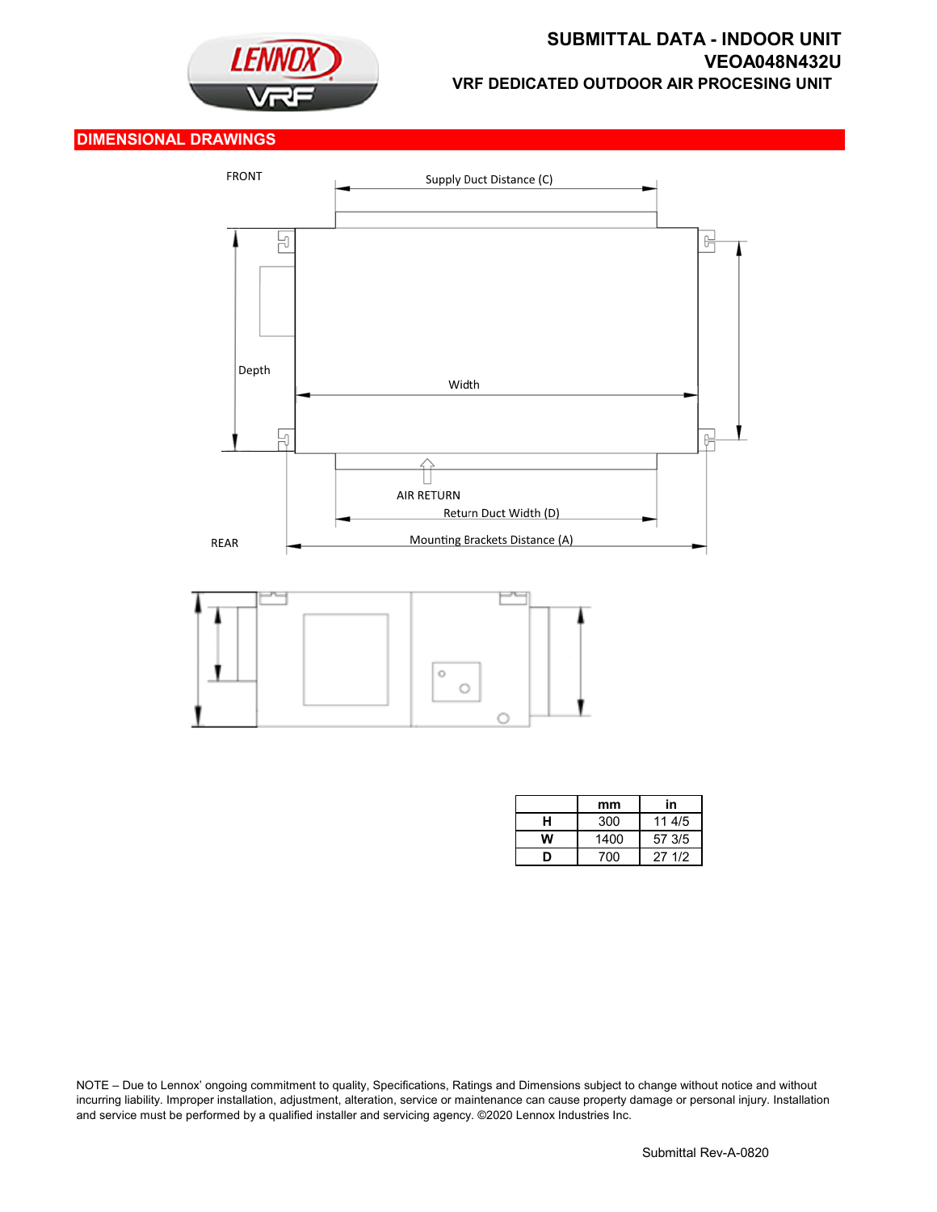# SUBMITTAL DATA - INDOOR UNIT
## VEOA048N432U
### VRF DEDICATED OUTDOOR AIR PROCESING UNIT

## DIMENSIONAL DRAWINGS

FRONT

Supply Duct Distance (C)

Depth

Width

AIR RETURN

Return Duct Width (D)

REAR

Mounting Brackets Distance (A)

| | mm | in |
|---|---|---|
| **H** | 300 | 11 4/5 |
| **W** | 1400 | 57 3/5 |
| **D** | 700 | 27 1/2 |

NOTE – Due to Lennox' ongoing commitment to quality, Specifications, Ratings and Dimensions subject to change without notice and without incurring liability. Improper installation, adjustment, alteration, service or maintenance can cause property damage or personal injury. Installation and service must be performed by a qualified installer and servicing agency. ©2020 Lennox Industries Inc.

Submittal Rev-A-0820